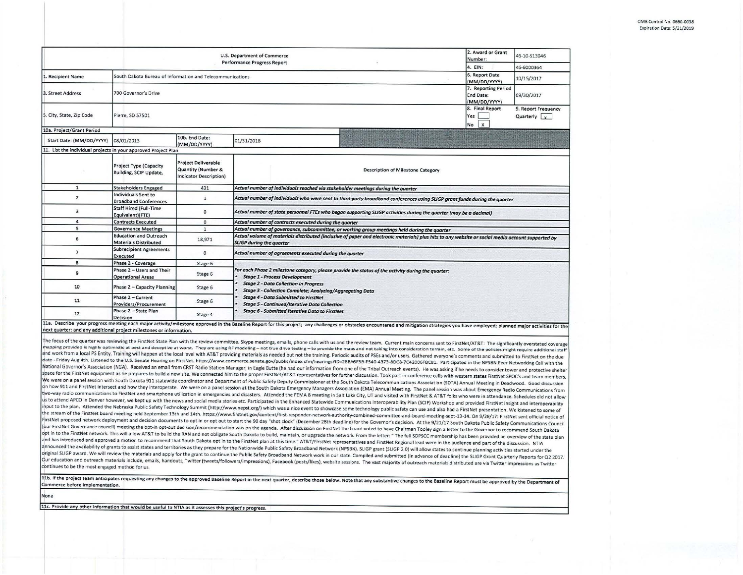OMB Control No. 0660-0038
Expiration Date: 5/31/2019

| U.S. Department of Commerce Performance Progress Report | | | | 2. Award or Grant Number: | 46-10-S13046 |
|---|---|---|---|---|---|
| | | | | 4. EIN: | 46-6000364 |
| 1. Recipient Name | South Dakota Bureau of Information and Telecommunications | | | 6. Report Date (MM/DD/YYYY) | 10/15/2017 |
| 3. Street Address | 700 Governor's Drive | | | 7. Reporting Period End Date: (MM/DD/YYYY) | 09/30/2017 |
| 5. City, State, Zip Code | Pierre, SD 57501 | | | 8. Final Report Yes [ ] No [x] | 9. Report Frequency Quarterly [x] |
| 10a. Project/Grant Period | | | | | |
| Start Date: (MM/DD/YYYY) | 08/01/2013 | 10b. End Date: (MM/DD/YYYY) | 01/31/2018 | | |

11. List the individual projects in your approved Project Plan

| | Project Type (Capacity Building, SCIP Update, | Project Deliverable Quantity (Number & Indicator Description) | Description of Milestone Category |
|---|---|---|---|
| 1 | Stakeholders Engaged | 431 | *Actual number of individuals reached via stakeholder meetings during the quarter* |
| 2 | Individuals Sent to Broadband Conferences | 1 | *Actual number of individuals who were sent to third-party broadband conferences using SLIGP grant funds during the quarter* |
| 3 | Staff Hired (Full-Time Equivalent)(FTE) | 0 | *Actual number of state personnel FTEs who began supporting SLIGP activities during the quarter (may be a decimal)* |
| 4 | Contracts Executed | 0 | *Actual number of contracts executed during the quarter* |
| 5 | Governance Meetings | 1 | *Actual number of governance, subcommittee, or working group meetings held during the quarter* |
| 6 | Education and Outreach Materials Distributed | 18,971 | *Actual volume of materials distributed (inclusive of paper and electronic materials) plus hits to any website or social media account supported by SLIGP during the quarter* |
| 7 | Subrecipient Agreements Executed | 0 | *Actual number of agreements executed during the quarter* |
| 8 | Phase 2 - Coverage | Stage 6 | *For each Phase 2 milestone category, please provide the status of the activity during the quarter:* • *Stage 1 - Process Development* • *Stage 2 - Data Collection in Progress* • *Stage 3 - Collection Complete; Analyzing/Aggregating Data* • *Stage 4 - Data Submitted to FirstNet* • *Stage 5 - Continued/Iterative Data Collection* • *Stage 6 - Submitted Iterative Data to FirstNet* |
| 9 | Phase 2 – Users and Their Operational Areas | Stage 6 | |
| 10 | Phase 2 – Capacity Planning | Stage 6 | |
| 11 | Phase 2 – Current Providers/Procurement | Stage 6 | |
| 12 | Phase 2 – State Plan Decision | Stage 4 | |

11a. Describe your progress meeting each major activity/milestone approved in the Baseline Report for this project; any challenges or obstacles encountered and mitigation strategies you have employed; planned major activities for the next quarter; and any additional project milestones or information.

The focus of the quarter was reviewing the FirstNet State Plan with the review committee. Skype meetings, emails, phone calls with us and the review team. Current main concerns sent to FirstNet/AT&T: The significantly overstated coverage mapping provided is highly optimistic at best and deceptive at worst. They are using RF modeling – not true drive testing – to provide the maps and not taking into consideration terrain, etc. Some of the policies might require additional staff and work from a local PS Entity. Training will happen at the local level with AT&T providing materials as needed but not the training. Periodic audits of PSEs and/or users. Gathered everyone's comments and submitted to FirstNet on the due date - Friday Aug 4th. Listened to the U.S. Senate Hearing on FirstNet. https://www.commerce.senate.gov/public/index.cfm/hearings?ID=28BA6F3B-F540-4373-8DC8-7C42006FBC81. Participated in the NPSBN Peer Networking Call with the National Governor's Association (NGA). Received an email from CRST Radio Station Manager, in Eagle Butte (he had our information from one of the Tribal Outreach events). He was asking if he needs to consider tower and protective shelter space for the FirstNet equipment as he prepares to build a new site. We connected him to the proper FirstNet/AT&T representatives for further discussion. Took part in conference calls with western states FirstNet SPOC's and team members. We were on a panel session with South Dakota 911 statewide coordinator and Department of Public Safety Deputy Commissioner at the South Dakota Telecommunications Association (SDTA) Annual Meeting in Deadwood. Good discussion on how 911 and FirstNet intersect and how they interoperate. We were on a panel session at the South Dakota Emergency Managers Association (EMA) Annual Meeting. The panel session was about Emergency Radio Communications from two-way radio communications to FirstNet and smartphone utilization in emergencies and disasters. Attended the FEMA 8 meeting in Salt Lake City, UT and visited with FirstNet & AT&T folks who were in attendance. Schedules did not allow us to attend APCO in Denver however, we kept up with the news and social media stories etc. Participated in the Enhanced Statewide Communications Interoperability Plan (SCIP) Workshop and provided FirstNet insight and interoperability input to the plan. Attended the Nebraska Public Safety Technology Summit (http://www.nepst.org/) which was a nice event to showcase some technology public safety can use and also had a FirstNet presentation. We listened to some of the stream of the FirstNet board meeting held September 13th and 14th. https://www.firstnet.gov/content/first-responder-network-authority-combined-committee-and-board-meeting-sept-13-14. On 9/28/17: FirstNet sent official notice of FirstNet proposed network deployment and decision documents to opt in or opt out to start the 90 day "shot clock" (December 28th deadline) for the Governor's decision. At the 9/21/17 South Dakota Public Safety Communications Council (our FirstNet Governance council) meeting the opt-in opt-out decision/recommendation was on the agenda. After discussion on FirstNet the board voted to have Chairman Tooley sign a letter to the Governor to recommend South Dakota opt in to the FirstNet network. This will allow AT&T to build the RAN and not obligate South Dakota to build, maintain, or upgrade the network. From the letter: " The full SDPSCC membership has been provided an overview of the state plan and has introduced and approved a motion to recommend that South Dakota opt in to the FirstNet plan at this time." AT&T/FirstNet representatives and FirstNet Regional lead were in the audience and part of the discussion. NTIA announced the availability of grants to assist states and territories as they prepare for the Nationwide Public Safety Broadband Network (NPSBN). SLIGP grant (SLIGP 2.0) will allow states to continue planning activities started under the original SLIGP award. We will review the materials and apply for the grant to continue the Public Safety Broadband Network work in our state. Compiled and submitted (in advance of deadline) the SLIGP Grant Quarterly Reports for Q2 2017. Our education and outreach materials include, emails, handouts, Twitter (tweets/followers/impressions), Facebook (posts/likes), website sessions. The vast majority of outreach materials distributed are via Twitter impressions as Twitter continues to be the most engaged method for us.

11b. If the project team anticipates requesting any changes to the approved Baseline Report in the next quarter, describe those below. Note that any substantive changes to the Baseline Report must be approved by the Department of Commerce before implementation.

None

11c. Provide any other information that would be useful to NTIA as it assesses this project's progress.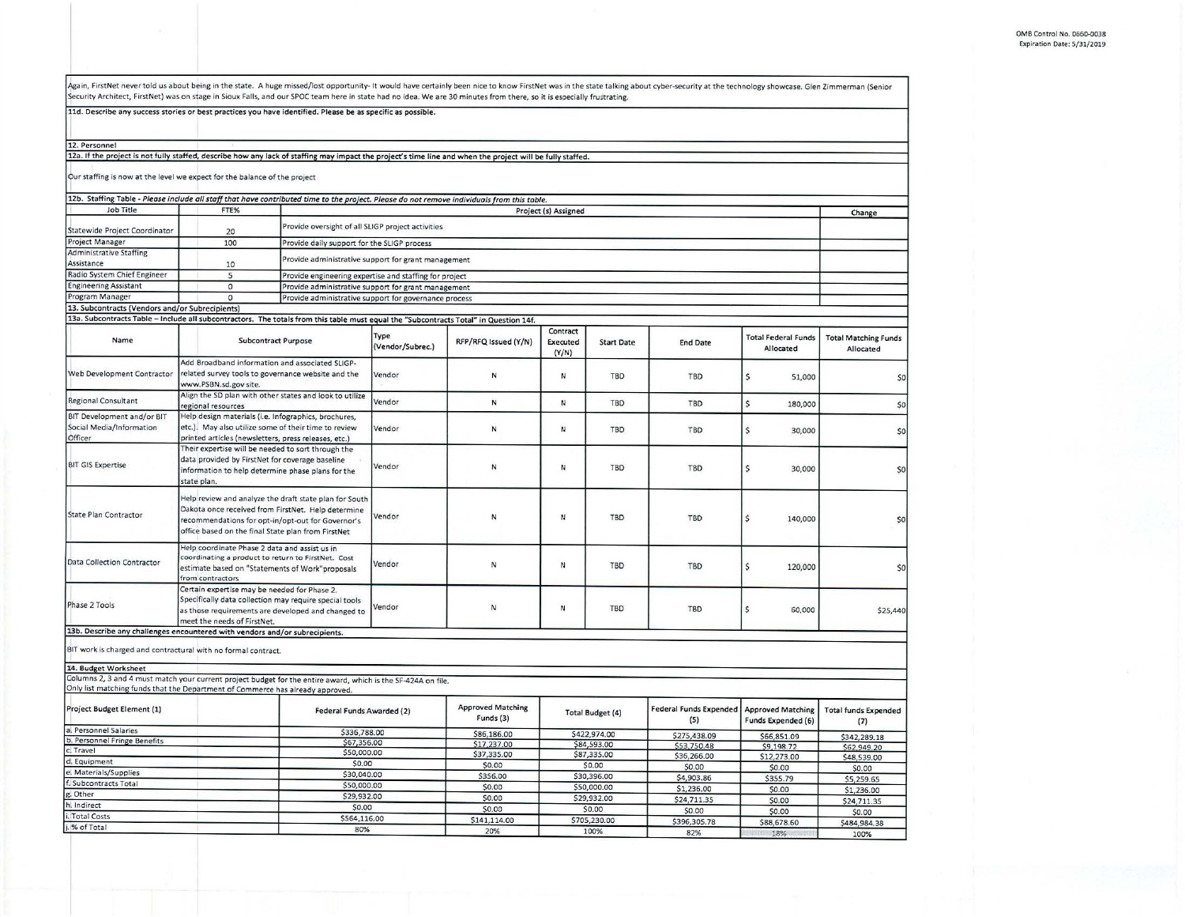Again, FirstNet never told us about being in the state. A huge missed/lost opportunity- It would have certainly been nice to know FirstNet was in the state talking about cyber-security at the technology showcase. Glen Zimmerman (Senior Security Architect, FirstNet) was on stage in Sioux Falls, and our SPOC team here in state had no idea. We are 30 minutes from there, so it is especially frustrating.

11d. Describe any success stories or best practices you have identified. Please be as specific as possible.

## 12. Personnel

12a. If the project is not fully staffed, describe how any lack of staffing may impact the project's time line and when the project will be fully staffed.

Our staffing is now at the level we expect for the balance of the project

12b. Staffing Table - *Please include all staff that have contributed time to the project. Please do not remove individuals from this table.*

| Job Title | FTE% | Project (s) Assigned | Change |
|---|---|---|---|
| Statewide Project Coordinator | 20 | Provide oversight of all SLIGP project activities | |
| Project Manager | 100 | Provide daily support for the SLIGP process | |
| Administrative Staffing Assistance | 10 | Provide administrative support for grant management | |
| Radio System Chief Engineer | 5 | Provide engineering expertise and staffing for project | |
| Engineering Assistant | 0 | Provide administrative support for grant management | |
| Program Manager | 0 | Provide administrative support for governance process | |

## 13. Subcontracts (Vendors and/or Subrecipients)

13a. Subcontracts Table – Include all subcontractors. The totals from this table must equal the "Subcontracts Total" in Question 14f.

| Name | Subcontract Purpose | Type (Vendor/Subrec.) | RFP/RFQ Issued (Y/N) | Contract Executed (Y/N) | Start Date | End Date | Total Federal Funds Allocated | Total Matching Funds Allocated |
|---|---|---|---|---|---|---|---|---|
| Web Development Contractor | Add Broadband information and associated SLIGP-related survey tools to governance website and the www.PSBN.sd.gov site. | Vendor | N | N | TBD | TBD | $ 51,000 | $0 |
| Regional Consultant | Align the SD plan with other states and look to utilize regional resources | Vendor | N | N | TBD | TBD | $ 180,000 | $0 |
| BIT Development and/or BIT Social Media/Information Officer | Help design materials (i.e. Infographics, brochures, etc.). May also utilize some of their time to review printed articles (newsletters, press releases, etc.) | Vendor | N | N | TBD | TBD | $ 30,000 | $0 |
| BIT GIS Expertise | Their expertise will be needed to sort through the data provided by FirstNet for coverage baseline information to help determine phase plans for the state plan. | Vendor | N | N | TBD | TBD | $ 30,000 | $0 |
| State Plan Contractor | Help review and analyze the draft state plan for South Dakota once received from FirstNet. Help determine recommendations for opt-in/opt-out for Governor's office based on the final State plan from FirstNet | Vendor | N | N | TBD | TBD | $ 140,000 | $0 |
| Data Collection Contractor | Help coordinate Phase 2 data and assist us in coordinating a product to return to FirstNet. Cost estimate based on "Statements of Work"proposals from contractors | Vendor | N | N | TBD | TBD | $ 120,000 | $0 |
| Phase 2 Tools | Certain expertise may be needed for Phase 2. Specifically data collection may require special tools as those requirements are developed and changed to meet the needs of FirstNet. | Vendor | N | N | TBD | TBD | $ 60,000 | $25,440 |

13b. Describe any challenges encountered with vendors and/or subrecipients.

BIT work is charged and contractural with no formal contract.

## 14. Budget Worksheet

Columns 2, 3 and 4 must match your current project budget for the entire award, which is the SF-424A on file.
Only list matching funds that the Department of Commerce has already approved.

| Project Budget Element (1) | Federal Funds Awarded (2) | Approved Matching Funds (3) | Total Budget (4) | Federal Funds Expended (5) | Approved Matching Funds Expended (6) | Total funds Expended (7) |
|---|---|---|---|---|---|---|
| a. Personnel Salaries | $336,788.00 | $86,186.00 | $422,974.00 | $275,438.09 | $66,851.09 | $342,289.18 |
| b. Personnel Fringe Benefits | $67,356.00 | $17,237.00 | $84,593.00 | $53,750.48 | $9,198.72 | $62,949.20 |
| c. Travel | $50,000.00 | $37,335.00 | $87,335.00 | $36,266.00 | $12,273.00 | $48,539.00 |
| d. Equipment | $0.00 | $0.00 | $0.00 | $0.00 | $0.00 | $0.00 |
| e. Materials/Supplies | $30,040.00 | $356.00 | $30,396.00 | $4,903.86 | $355.79 | $5,259.65 |
| f. Subcontracts Total | $50,000.00 | $0.00 | $50,000.00 | $1,236.00 | $0.00 | $1,236.00 |
| g. Other | $29,932.00 | $0.00 | $29,932.00 | $24,711.35 | $0.00 | $24,711.35 |
| h. Indirect | $0.00 | $0.00 | $0.00 | $0.00 | $0.00 | $0.00 |
| i. Total Costs | $564,116.00 | $141,114.00 | $705,230.00 | $396,305.78 | $88,678.60 | $484,984.38 |
| j. % of Total | 80% | 20% | 100% | 82% | 18% | 100% |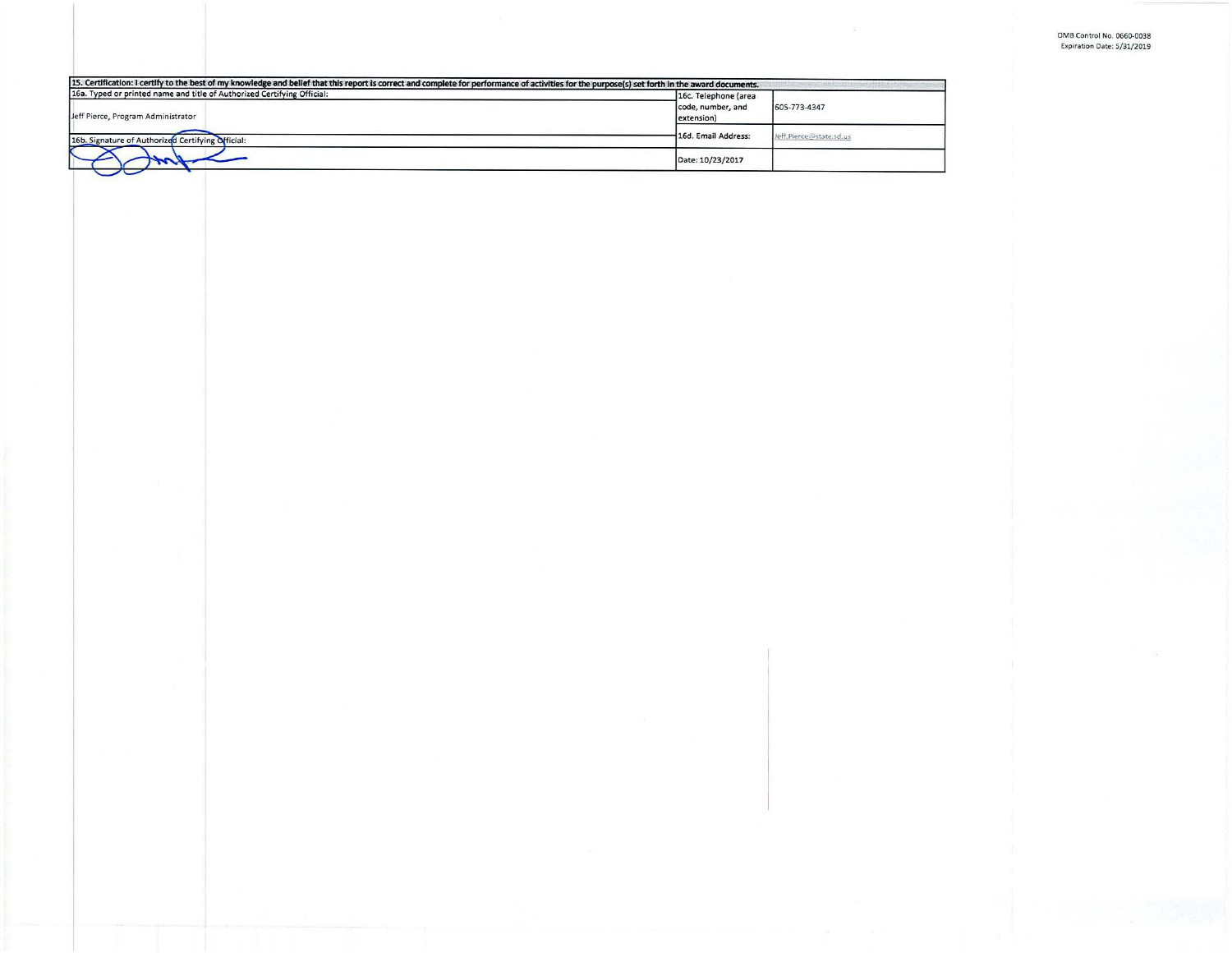OMB Control No. 0660-0038
Expiration Date: 5/31/2019

| 15. Certification: I certify to the best of my knowledge and belief that this report is correct and complete for performance of activities for the purpose(s) set forth in the award documents. | | |
|---|---|---|
| 16a. Typed or printed name and title of Authorized Certifying Official: Jeff Pierce, Program Administrator | 16c. Telephone (area code, number, and extension) | 605-773-4347 |
| 16b. Signature of Authorized Certifying Official: | 16d. Email Address: | Jeff.Pierce@state.sd.us |
| | Date: 10/23/2017 | |